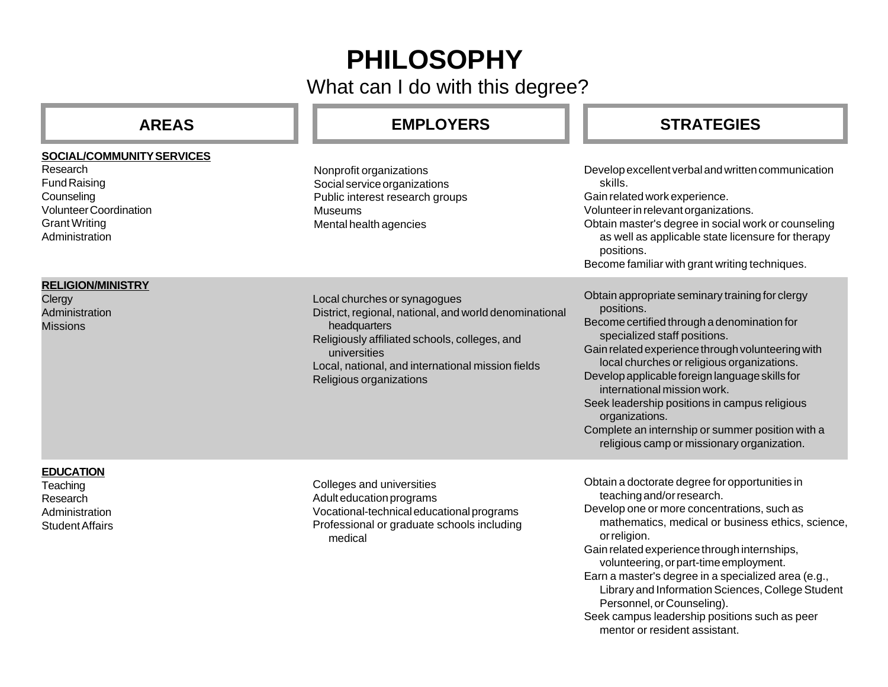# PHILOSOPHY

## What can I do with this degree?

| AREAS | EMPLOYERS | STRATEGIES |
| --- | --- | --- |
| **SOCIAL/COMMUNITY SERVICES**<br>Research<br>Fund Raising<br>Counseling<br>Volunteer Coordination<br>Grant Writing<br>Administration | Nonprofit organizations<br>Social service organizations<br>Public interest research groups<br>Museums<br>Mental health agencies | Develop excellent verbal and written communication skills.<br>Gain related work experience.<br>Volunteer in relevant organizations.<br>Obtain master's degree in social work or counseling as well as applicable state licensure for therapy positions.<br>Become familiar with grant writing techniques. |
| **RELIGION/MINISTRY**<br>Clergy<br>Administration<br>Missions | Local churches or synagogues<br>District, regional, national, and world denominational headquarters<br>Religiously affiliated schools, colleges, and universities<br>Local, national, and international mission fields<br>Religious organizations | Obtain appropriate seminary training for clergy positions.<br>Become certified through a denomination for specialized staff positions.<br>Gain related experience through volunteering with local churches or religious organizations.<br>Develop applicable foreign language skills for international mission work.<br>Seek leadership positions in campus religious organizations.<br>Complete an internship or summer position with a religious camp or missionary organization. |
| **EDUCATION**<br>Teaching<br>Research<br>Administration<br>Student Affairs | Colleges and universities<br>Adult education programs<br>Vocational-technical educational programs<br>Professional or graduate schools including medical | Obtain a doctorate degree for opportunities in teaching and/or research.<br>Develop one or more concentrations, such as mathematics, medical or business ethics, science, or religion.<br>Gain related experience through internships, volunteering, or part-time employment.<br>Earn a master's degree in a specialized area (e.g., Library and Information Sciences, College Student Personnel, or Counseling).<br>Seek campus leadership positions such as peer mentor or resident assistant. |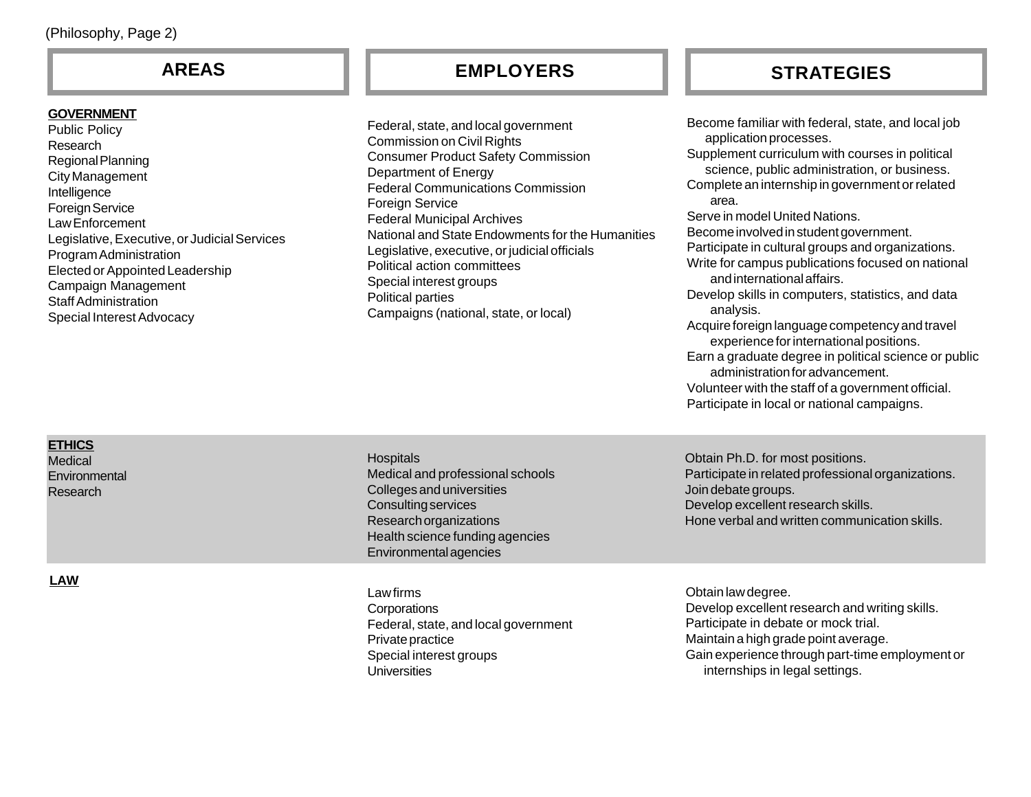| AREAS | EMPLOYERS | STRATEGIES |
|---|---|---|
| **GOVERNMENT**<br>Public Policy<br>Research<br>Regional Planning<br>City Management<br>Intelligence<br>Foreign Service<br>Law Enforcement<br>Legislative, Executive, or Judicial Services<br>Program Administration<br>Elected or Appointed Leadership<br>Campaign Management<br>Staff Administration<br>Special Interest Advocacy | Federal, state, and local government<br>Commission on Civil Rights<br>Consumer Product Safety Commission<br>Department of Energy<br>Federal Communications Commission<br>Foreign Service<br>Federal Municipal Archives<br>National and State Endowments for the Humanities<br>Legislative, executive, or judicial officials<br>Political action committees<br>Special interest groups<br>Political parties<br>Campaigns (national, state, or local) | Become familiar with federal, state, and local job application processes.<br>Supplement curriculum with courses in political science, public administration, or business.<br>Complete an internship in government or related area.<br>Serve in model United Nations.<br>Become involved in student government.<br>Participate in cultural groups and organizations.<br>Write for campus publications focused on national and international affairs.<br>Develop skills in computers, statistics, and data analysis.<br>Acquire foreign language competency and travel experience for international positions.<br>Earn a graduate degree in political science or public administration for advancement.<br>Volunteer with the staff of a government official.<br>Participate in local or national campaigns. |
| **ETHICS**<br>Medical<br>Environmental<br>Research | Hospitals<br>Medical and professional schools<br>Colleges and universities<br>Consulting services<br>Research organizations<br>Health science funding agencies<br>Environmental agencies | Obtain Ph.D. for most positions.<br>Participate in related professional organizations.<br>Join debate groups.<br>Develop excellent research skills.<br>Hone verbal and written communication skills. |
| **LAW** | Law firms<br>Corporations<br>Federal, state, and local government<br>Private practice<br>Special interest groups<br>Universities | Obtain law degree.<br>Develop excellent research and writing skills.<br>Participate in debate or mock trial.<br>Maintain a high grade point average.<br>Gain experience through part-time employment or internships in legal settings. |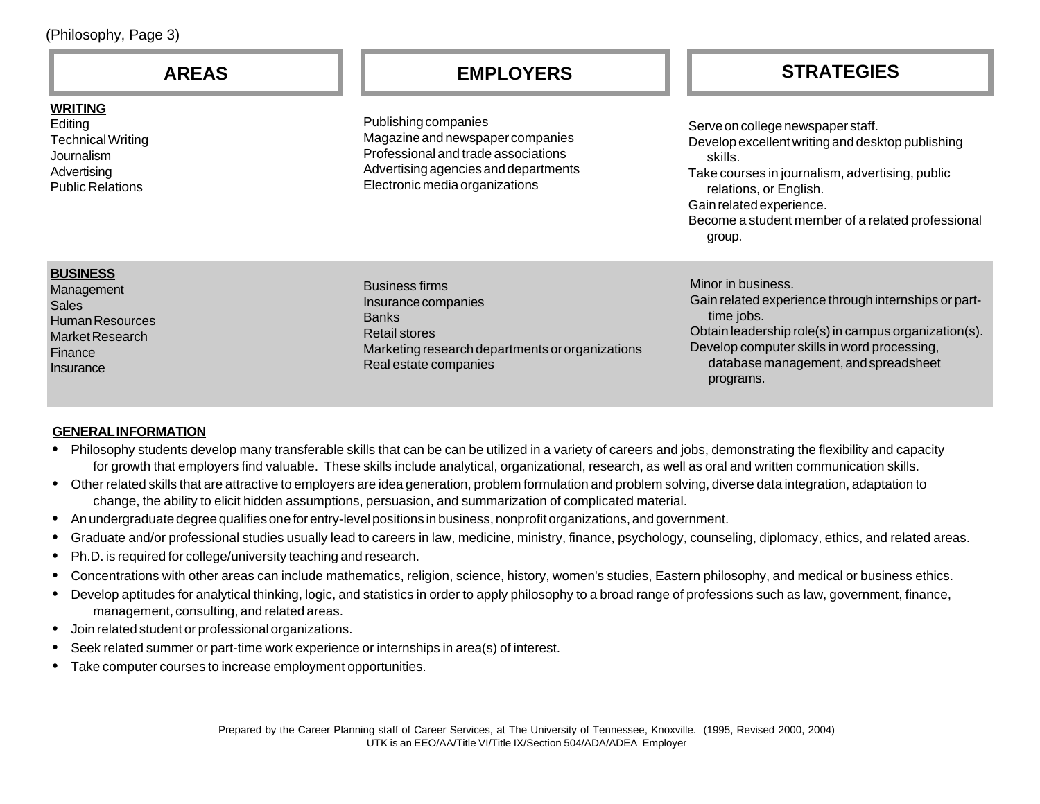| AREAS | EMPLOYERS | STRATEGIES |
|---|---|---|
| **WRITING**<br>Editing<br>Technical Writing<br>Journalism<br>Advertising<br>Public Relations | Publishing companies<br>Magazine and newspaper companies<br>Professional and trade associations<br>Advertising agencies and departments<br>Electronic media organizations | Serve on college newspaper staff.<br>Develop excellent writing and desktop publishing skills.<br>Take courses in journalism, advertising, public relations, or English.<br>Gain related experience.<br>Become a student member of a related professional group. |
| **BUSINESS**<br>Management<br>Sales<br>Human Resources<br>Market Research<br>Finance<br>Insurance | Business firms<br>Insurance companies<br>Banks<br>Retail stores<br>Marketing research departments or organizations<br>Real estate companies | Minor in business.<br>Gain related experience through internships or part-time jobs.<br>Obtain leadership role(s) in campus organization(s).<br>Develop computer skills in word processing, database management, and spreadsheet programs. |

**GENERAL INFORMATION**

- Philosophy students develop many transferable skills that can be can be utilized in a variety of careers and jobs, demonstrating the flexibility and capacity for growth that employers find valuable. These skills include analytical, organizational, research, as well as oral and written communication skills.
- Other related skills that are attractive to employers are idea generation, problem formulation and problem solving, diverse data integration, adaptation to change, the ability to elicit hidden assumptions, persuasion, and summarization of complicated material.
- An undergraduate degree qualifies one for entry-level positions in business, nonprofit organizations, and government.
- Graduate and/or professional studies usually lead to careers in law, medicine, ministry, finance, psychology, counseling, diplomacy, ethics, and related areas.
- Ph.D. is required for college/university teaching and research.
- Concentrations with other areas can include mathematics, religion, science, history, women's studies, Eastern philosophy, and medical or business ethics.
- Develop aptitudes for analytical thinking, logic, and statistics in order to apply philosophy to a broad range of professions such as law, government, finance, management, consulting, and related areas.
- Join related student or professional organizations.
- Seek related summer or part-time work experience or internships in area(s) of interest.
- Take computer courses to increase employment opportunities.

Prepared by the Career Planning staff of Career Services, at The University of Tennessee, Knoxville. (1995, Revised 2000, 2004)
UTK is an EEO/AA/Title VI/Title IX/Section 504/ADA/ADEA Employer